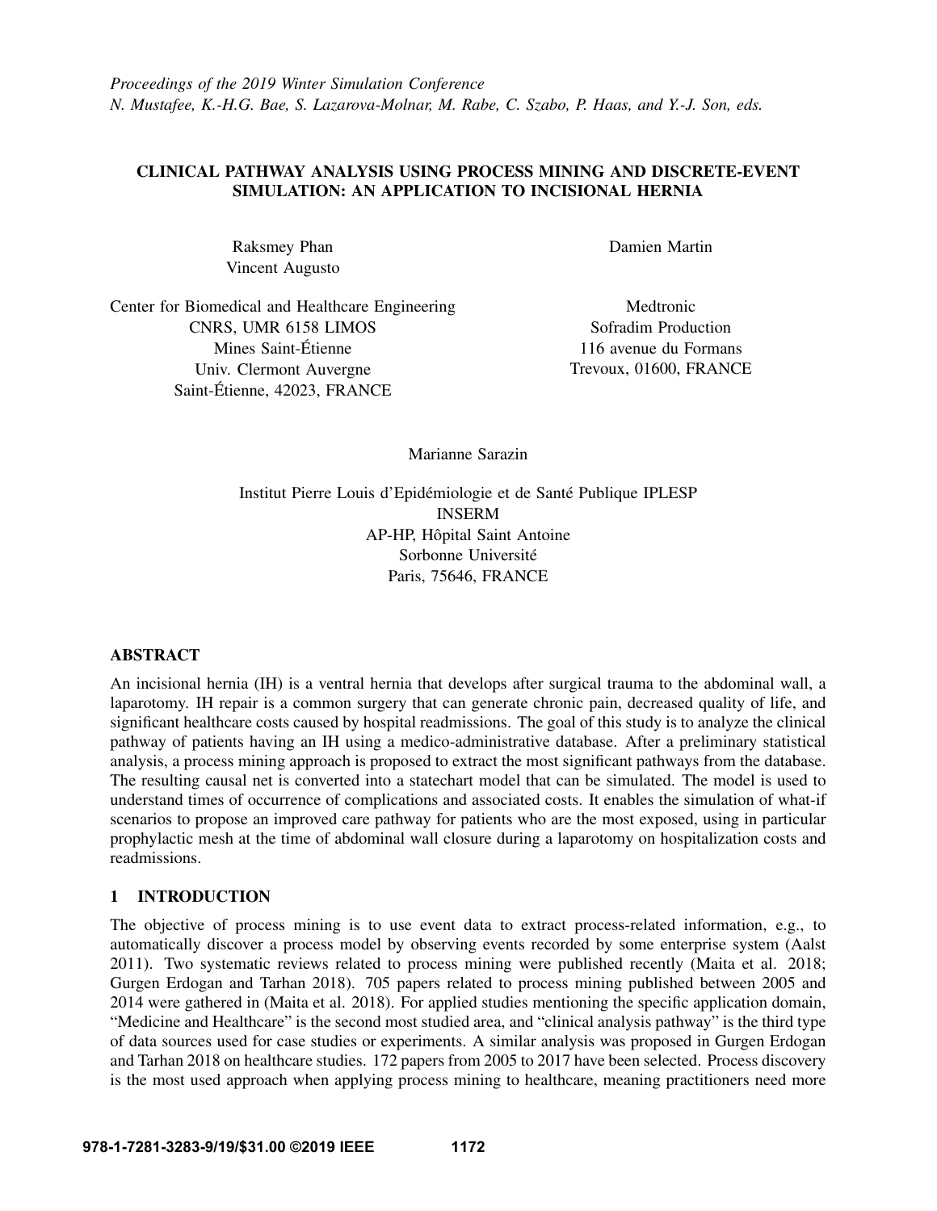*Proceedings of the 2019 Winter Simulation Conference*
*N. Mustafee, K.-H.G. Bae, S. Lazarova-Molnar, M. Rabe, C. Szabo, P. Haas, and Y.-J. Son, eds.*

# CLINICAL PATHWAY ANALYSIS USING PROCESS MINING AND DISCRETE-EVENT SIMULATION: AN APPLICATION TO INCISIONAL HERNIA

Raksmey Phan
Vincent Augusto

Center for Biomedical and Healthcare Engineering
CNRS, UMR 6158 LIMOS
Mines Saint-Étienne
Univ. Clermont Auvergne
Saint-Étienne, 42023, FRANCE

Damien Martin

Medtronic
Sofradim Production
116 avenue du Formans
Trevoux, 01600, FRANCE

Marianne Sarazin

Institut Pierre Louis d'Epidémiologie et de Santé Publique IPLESP
INSERM
AP-HP, Hôpital Saint Antoine
Sorbonne Université
Paris, 75646, FRANCE

## ABSTRACT

An incisional hernia (IH) is a ventral hernia that develops after surgical trauma to the abdominal wall, a laparotomy. IH repair is a common surgery that can generate chronic pain, decreased quality of life, and significant healthcare costs caused by hospital readmissions. The goal of this study is to analyze the clinical pathway of patients having an IH using a medico-administrative database. After a preliminary statistical analysis, a process mining approach is proposed to extract the most significant pathways from the database. The resulting causal net is converted into a statechart model that can be simulated. The model is used to understand times of occurrence of complications and associated costs. It enables the simulation of what-if scenarios to propose an improved care pathway for patients who are the most exposed, using in particular prophylactic mesh at the time of abdominal wall closure during a laparotomy on hospitalization costs and readmissions.

## 1 INTRODUCTION

The objective of process mining is to use event data to extract process-related information, e.g., to automatically discover a process model by observing events recorded by some enterprise system (Aalst 2011). Two systematic reviews related to process mining were published recently (Maita et al. 2018; Gurgen Erdogan and Tarhan 2018). 705 papers related to process mining published between 2005 and 2014 were gathered in (Maita et al. 2018). For applied studies mentioning the specific application domain, "Medicine and Healthcare" is the second most studied area, and "clinical analysis pathway" is the third type of data sources used for case studies or experiments. A similar analysis was proposed in Gurgen Erdogan and Tarhan 2018 on healthcare studies. 172 papers from 2005 to 2017 have been selected. Process discovery is the most used approach when applying process mining to healthcare, meaning practitioners need more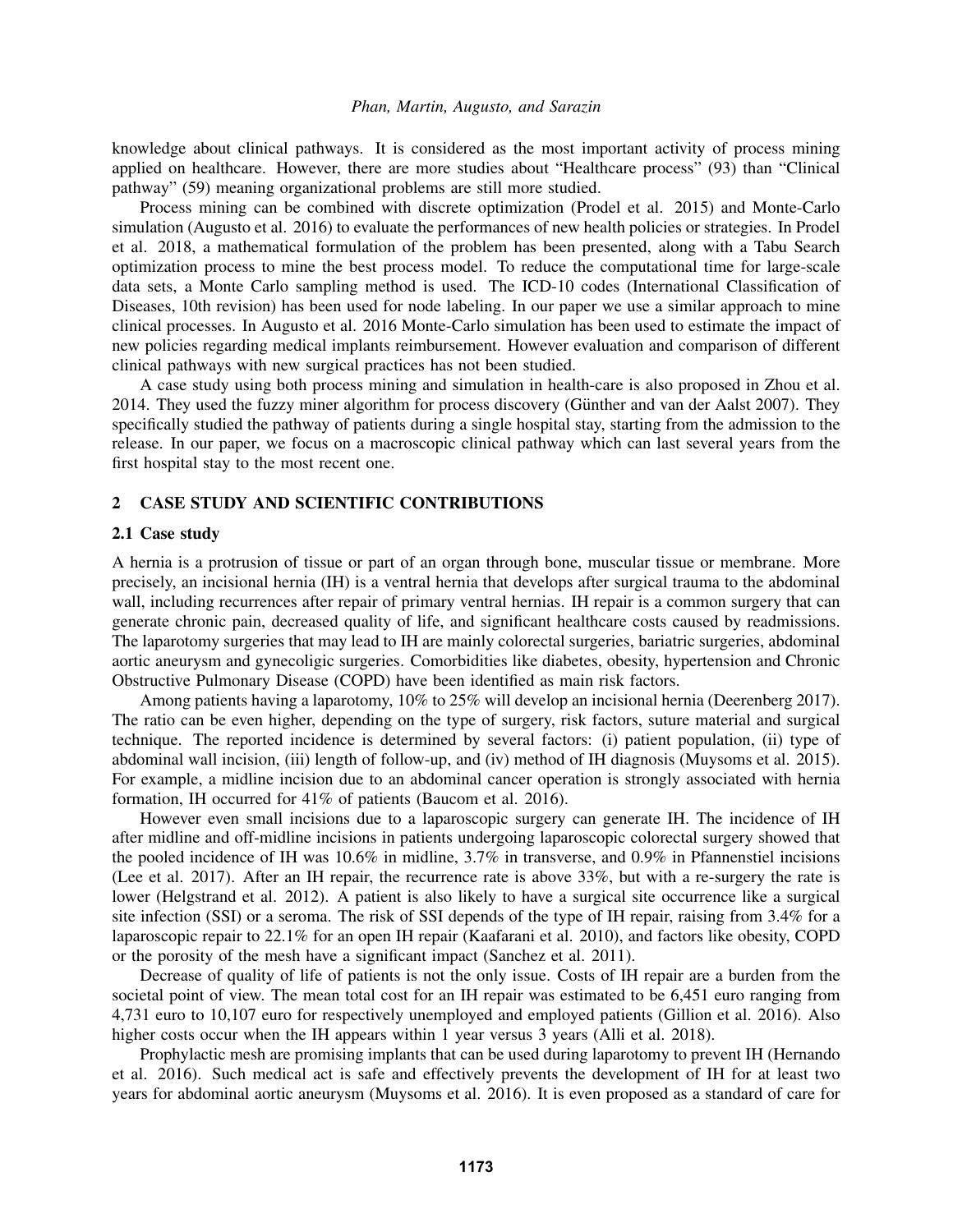knowledge about clinical pathways. It is considered as the most important activity of process mining applied on healthcare. However, there are more studies about "Healthcare process" (93) than "Clinical pathway" (59) meaning organizational problems are still more studied.

Process mining can be combined with discrete optimization (Prodel et al. 2015) and Monte-Carlo simulation (Augusto et al. 2016) to evaluate the performances of new health policies or strategies. In Prodel et al. 2018, a mathematical formulation of the problem has been presented, along with a Tabu Search optimization process to mine the best process model. To reduce the computational time for large-scale data sets, a Monte Carlo sampling method is used. The ICD-10 codes (International Classification of Diseases, 10th revision) has been used for node labeling. In our paper we use a similar approach to mine clinical processes. In Augusto et al. 2016 Monte-Carlo simulation has been used to estimate the impact of new policies regarding medical implants reimbursement. However evaluation and comparison of different clinical pathways with new surgical practices has not been studied.

A case study using both process mining and simulation in health-care is also proposed in Zhou et al. 2014. They used the fuzzy miner algorithm for process discovery (Günther and van der Aalst 2007). They specifically studied the pathway of patients during a single hospital stay, starting from the admission to the release. In our paper, we focus on a macroscopic clinical pathway which can last several years from the first hospital stay to the most recent one.

## 2 CASE STUDY AND SCIENTIFIC CONTRIBUTIONS

### 2.1 Case study

A hernia is a protrusion of tissue or part of an organ through bone, muscular tissue or membrane. More precisely, an incisional hernia (IH) is a ventral hernia that develops after surgical trauma to the abdominal wall, including recurrences after repair of primary ventral hernias. IH repair is a common surgery that can generate chronic pain, decreased quality of life, and significant healthcare costs caused by readmissions. The laparotomy surgeries that may lead to IH are mainly colorectal surgeries, bariatric surgeries, abdominal aortic aneurysm and gynecoligic surgeries. Comorbidities like diabetes, obesity, hypertension and Chronic Obstructive Pulmonary Disease (COPD) have been identified as main risk factors.

Among patients having a laparotomy, 10% to 25% will develop an incisional hernia (Deerenberg 2017). The ratio can be even higher, depending on the type of surgery, risk factors, suture material and surgical technique. The reported incidence is determined by several factors: (i) patient population, (ii) type of abdominal wall incision, (iii) length of follow-up, and (iv) method of IH diagnosis (Muysoms et al. 2015). For example, a midline incision due to an abdominal cancer operation is strongly associated with hernia formation, IH occurred for 41% of patients (Baucom et al. 2016).

However even small incisions due to a laparoscopic surgery can generate IH. The incidence of IH after midline and off-midline incisions in patients undergoing laparoscopic colorectal surgery showed that the pooled incidence of IH was 10.6% in midline, 3.7% in transverse, and 0.9% in Pfannenstiel incisions (Lee et al. 2017). After an IH repair, the recurrence rate is above 33%, but with a re-surgery the rate is lower (Helgstrand et al. 2012). A patient is also likely to have a surgical site occurrence like a surgical site infection (SSI) or a seroma. The risk of SSI depends of the type of IH repair, raising from 3.4% for a laparoscopic repair to 22.1% for an open IH repair (Kaafarani et al. 2010), and factors like obesity, COPD or the porosity of the mesh have a significant impact (Sanchez et al. 2011).

Decrease of quality of life of patients is not the only issue. Costs of IH repair are a burden from the societal point of view. The mean total cost for an IH repair was estimated to be 6,451 euro ranging from 4,731 euro to 10,107 euro for respectively unemployed and employed patients (Gillion et al. 2016). Also higher costs occur when the IH appears within 1 year versus 3 years (Alli et al. 2018).

Prophylactic mesh are promising implants that can be used during laparotomy to prevent IH (Hernando et al. 2016). Such medical act is safe and effectively prevents the development of IH for at least two years for abdominal aortic aneurysm (Muysoms et al. 2016). It is even proposed as a standard of care for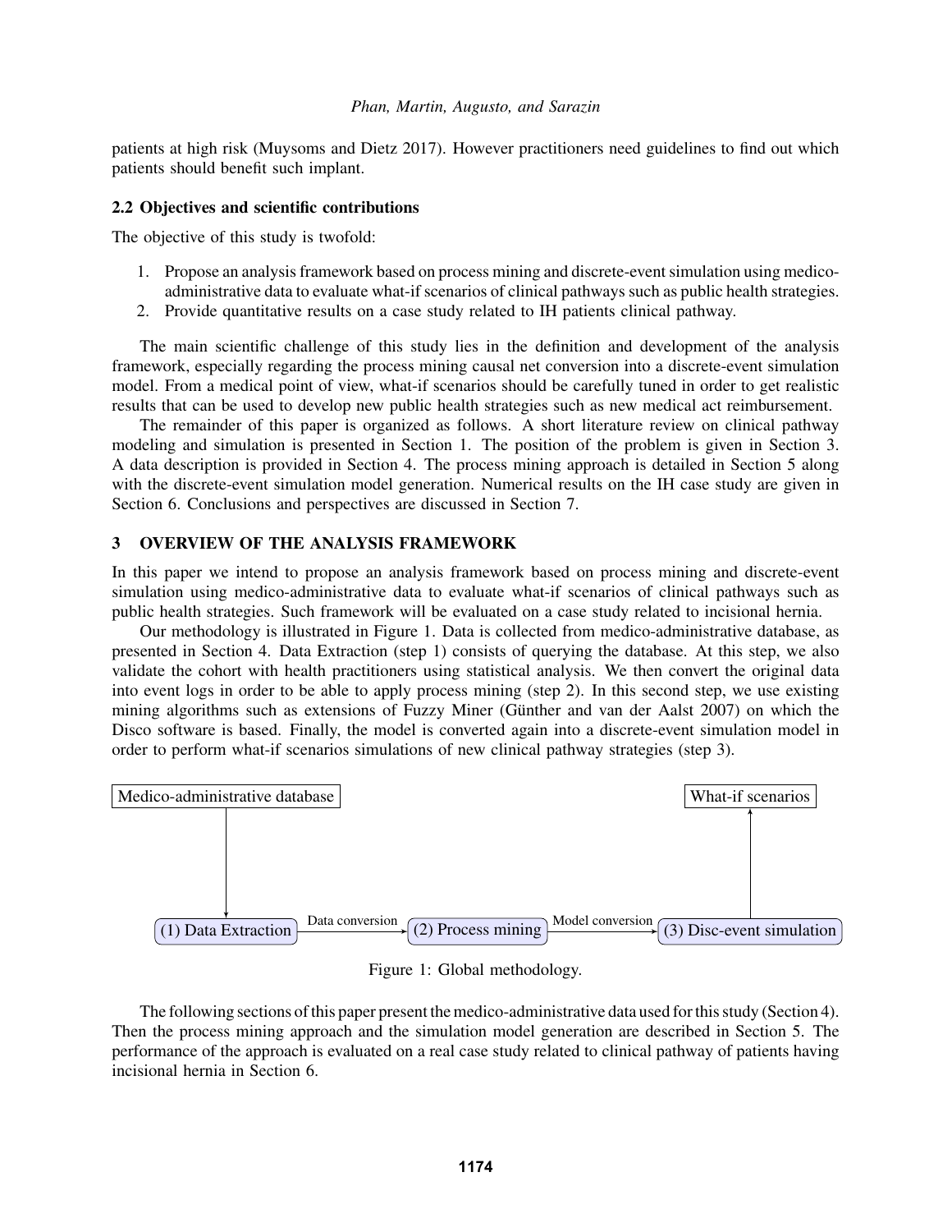patients at high risk (Muysoms and Dietz 2017). However practitioners need guidelines to find out which patients should benefit such implant.

### 2.2 Objectives and scientific contributions

The objective of this study is twofold:

1. Propose an analysis framework based on process mining and discrete-event simulation using medico-administrative data to evaluate what-if scenarios of clinical pathways such as public health strategies.
2. Provide quantitative results on a case study related to IH patients clinical pathway.

The main scientific challenge of this study lies in the definition and development of the analysis framework, especially regarding the process mining causal net conversion into a discrete-event simulation model. From a medical point of view, what-if scenarios should be carefully tuned in order to get realistic results that can be used to develop new public health strategies such as new medical act reimbursement.

The remainder of this paper is organized as follows. A short literature review on clinical pathway modeling and simulation is presented in Section 1. The position of the problem is given in Section 3. A data description is provided in Section 4. The process mining approach is detailed in Section 5 along with the discrete-event simulation model generation. Numerical results on the IH case study are given in Section 6. Conclusions and perspectives are discussed in Section 7.

## 3 OVERVIEW OF THE ANALYSIS FRAMEWORK

In this paper we intend to propose an analysis framework based on process mining and discrete-event simulation using medico-administrative data to evaluate what-if scenarios of clinical pathways such as public health strategies. Such framework will be evaluated on a case study related to incisional hernia.

Our methodology is illustrated in Figure 1. Data is collected from medico-administrative database, as presented in Section 4. Data Extraction (step 1) consists of querying the database. At this step, we also validate the cohort with health practitioners using statistical analysis. We then convert the original data into event logs in order to be able to apply process mining (step 2). In this second step, we use existing mining algorithms such as extensions of Fuzzy Miner (Günther and van der Aalst 2007) on which the Disco software is based. Finally, the model is converted again into a discrete-event simulation model in order to perform what-if scenarios simulations of new clinical pathway strategies (step 3).

Medico-administrative database → (1) Data Extraction → Data conversion → (2) Process mining → Model conversion → (3) Disc-event simulation → What-if scenarios

Figure 1: Global methodology.

The following sections of this paper present the medico-administrative data used for this study (Section 4). Then the process mining approach and the simulation model generation are described in Section 5. The performance of the approach is evaluated on a real case study related to clinical pathway of patients having incisional hernia in Section 6.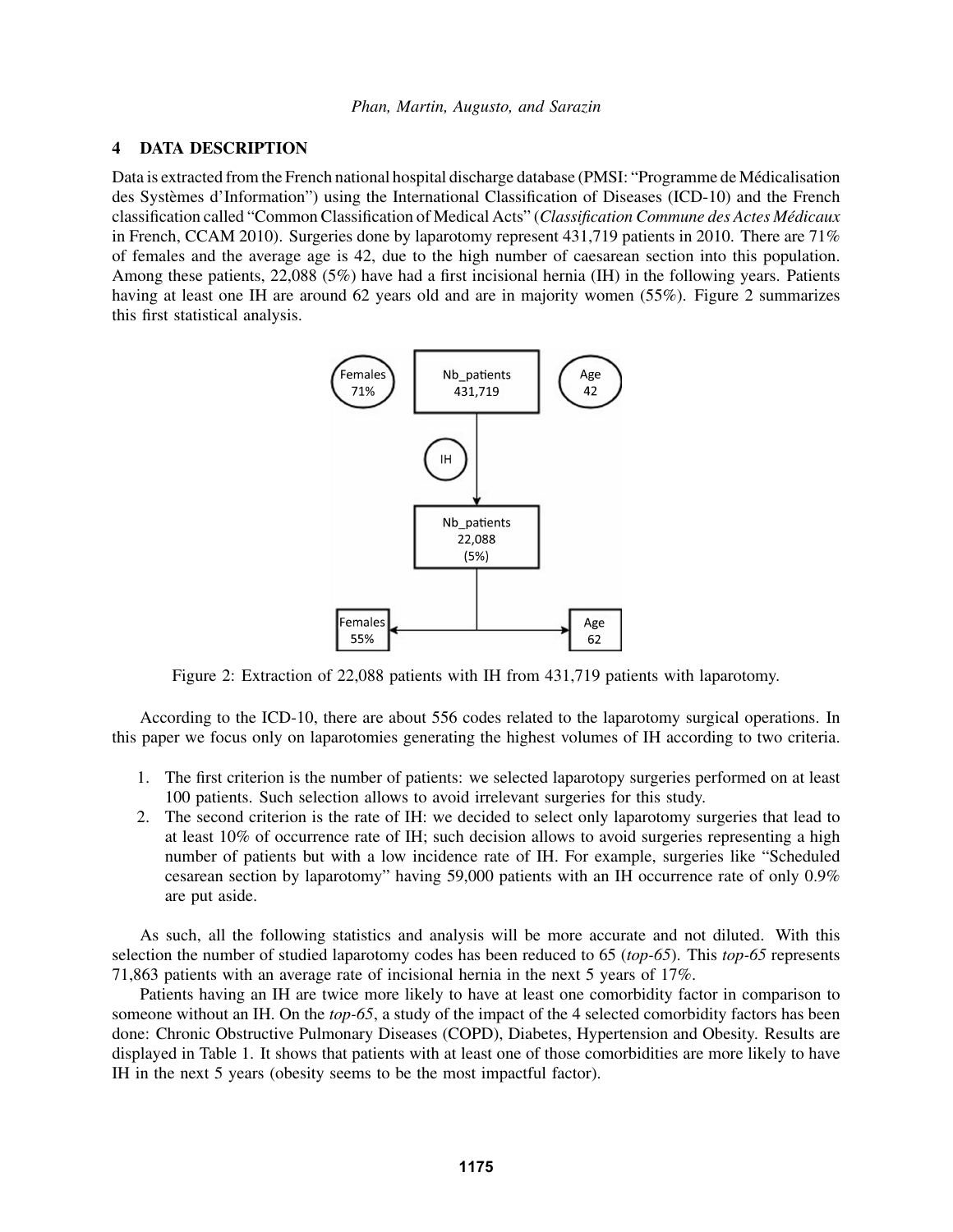## 4 DATA DESCRIPTION

Data is extracted from the French national hospital discharge database (PMSI: "Programme de Médicalisation des Systèmes d'Information") using the International Classification of Diseases (ICD-10) and the French classification called "Common Classification of Medical Acts" (*Classification Commune des Actes Médicaux* in French, CCAM 2010). Surgeries done by laparotomy represent 431,719 patients in 2010. There are 71% of females and the average age is 42, due to the high number of caesarean section into this population. Among these patients, 22,088 (5%) have had a first incisional hernia (IH) in the following years. Patients having at least one IH are around 62 years old and are in majority women (55%). Figure 2 summarizes this first statistical analysis.

Figure 2: Extraction of 22,088 patients with IH from 431,719 patients with laparotomy.

According to the ICD-10, there are about 556 codes related to the laparotomy surgical operations. In this paper we focus only on laparotomies generating the highest volumes of IH according to two criteria.

1. The first criterion is the number of patients: we selected laparotopy surgeries performed on at least 100 patients. Such selection allows to avoid irrelevant surgeries for this study.
2. The second criterion is the rate of IH: we decided to select only laparotomy surgeries that lead to at least 10% of occurrence rate of IH; such decision allows to avoid surgeries representing a high number of patients but with a low incidence rate of IH. For example, surgeries like "Scheduled cesarean section by laparotomy" having 59,000 patients with an IH occurrence rate of only 0.9% are put aside.

As such, all the following statistics and analysis will be more accurate and not diluted. With this selection the number of studied laparotomy codes has been reduced to 65 (*top-65*). This *top-65* represents 71,863 patients with an average rate of incisional hernia in the next 5 years of 17%.

Patients having an IH are twice more likely to have at least one comorbidity factor in comparison to someone without an IH. On the *top-65*, a study of the impact of the 4 selected comorbidity factors has been done: Chronic Obstructive Pulmonary Diseases (COPD), Diabetes, Hypertension and Obesity. Results are displayed in Table 1. It shows that patients with at least one of those comorbidities are more likely to have IH in the next 5 years (obesity seems to be the most impactful factor).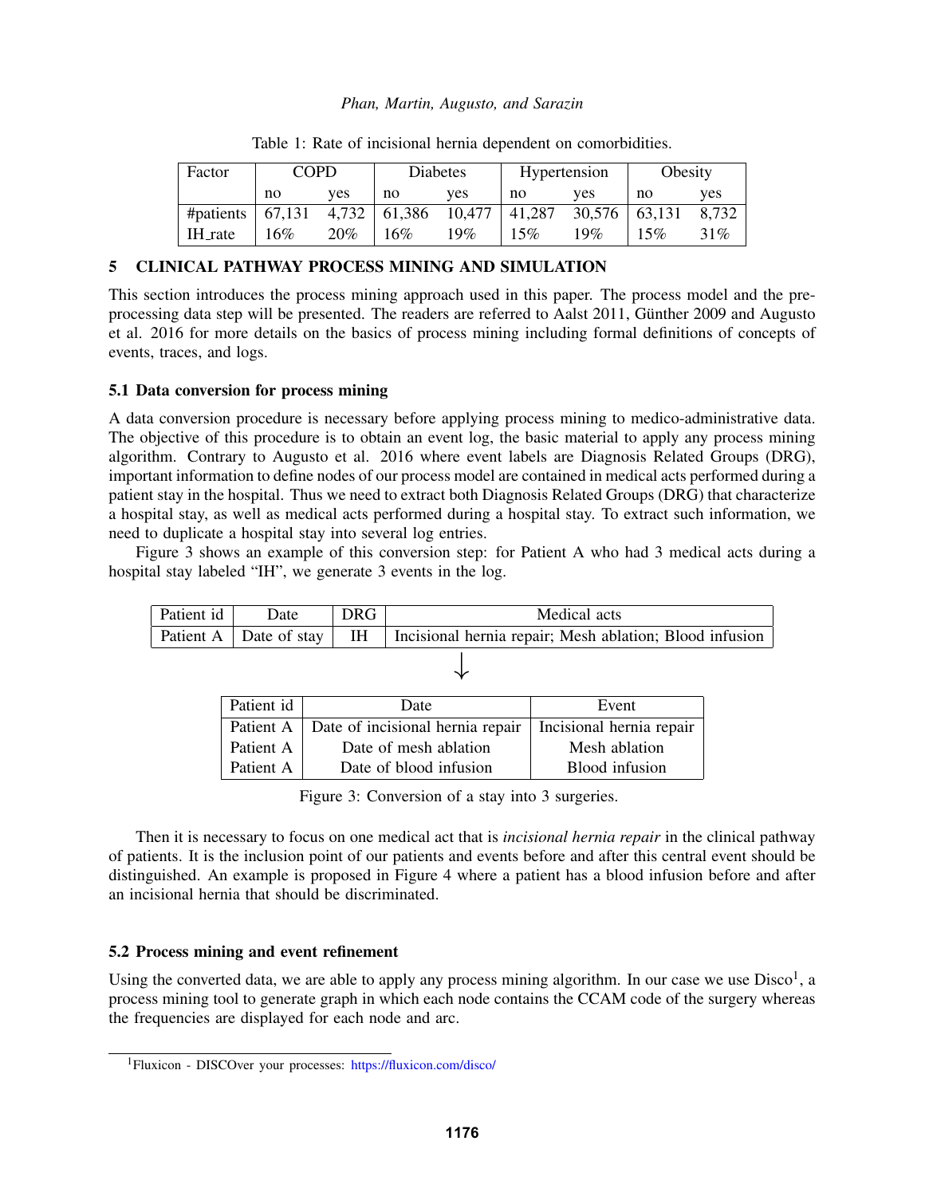Table 1: Rate of incisional hernia dependent on comorbidities.

| Factor | COPD | | Diabetes | | Hypertension | | Obesity | |
|---|---|---|---|---|---|---|---|---|
| | no | yes | no | yes | no | yes | no | yes |
| #patients | 67,131 | 4,732 | 61,386 | 10,477 | 41,287 | 30,576 | 63,131 | 8,732 |
| IH_rate | 16% | 20% | 16% | 19% | 15% | 19% | 15% | 31% |

## 5 CLINICAL PATHWAY PROCESS MINING AND SIMULATION

This section introduces the process mining approach used in this paper. The process model and the pre-processing data step will be presented. The readers are referred to Aalst 2011, Günther 2009 and Augusto et al. 2016 for more details on the basics of process mining including formal definitions of concepts of events, traces, and logs.

### 5.1 Data conversion for process mining

A data conversion procedure is necessary before applying process mining to medico-administrative data. The objective of this procedure is to obtain an event log, the basic material to apply any process mining algorithm. Contrary to Augusto et al. 2016 where event labels are Diagnosis Related Groups (DRG), important information to define nodes of our process model are contained in medical acts performed during a patient stay in the hospital. Thus we need to extract both Diagnosis Related Groups (DRG) that characterize a hospital stay, as well as medical acts performed during a hospital stay. To extract such information, we need to duplicate a hospital stay into several log entries.

Figure 3 shows an example of this conversion step: for Patient A who had 3 medical acts during a hospital stay labeled "IH", we generate 3 events in the log.

| Patient id | Date | DRG | Medical acts |
|---|---|---|---|
| Patient A | Date of stay | IH | Incisional hernia repair; Mesh ablation; Blood infusion |

↓

| Patient id | Date | Event |
|---|---|---|
| Patient A | Date of incisional hernia repair | Incisional hernia repair |
| Patient A | Date of mesh ablation | Mesh ablation |
| Patient A | Date of blood infusion | Blood infusion |

Figure 3: Conversion of a stay into 3 surgeries.

Then it is necessary to focus on one medical act that is *incisional hernia repair* in the clinical pathway of patients. It is the inclusion point of our patients and events before and after this central event should be distinguished. An example is proposed in Figure 4 where a patient has a blood infusion before and after an incisional hernia that should be discriminated.

### 5.2 Process mining and event refinement

Using the converted data, we are able to apply any process mining algorithm. In our case we use Disco[1], a process mining tool to generate graph in which each node contains the CCAM code of the surgery whereas the frequencies are displayed for each node and arc.

[1] Fluxicon - DISCOver your processes: https://fluxicon.com/disco/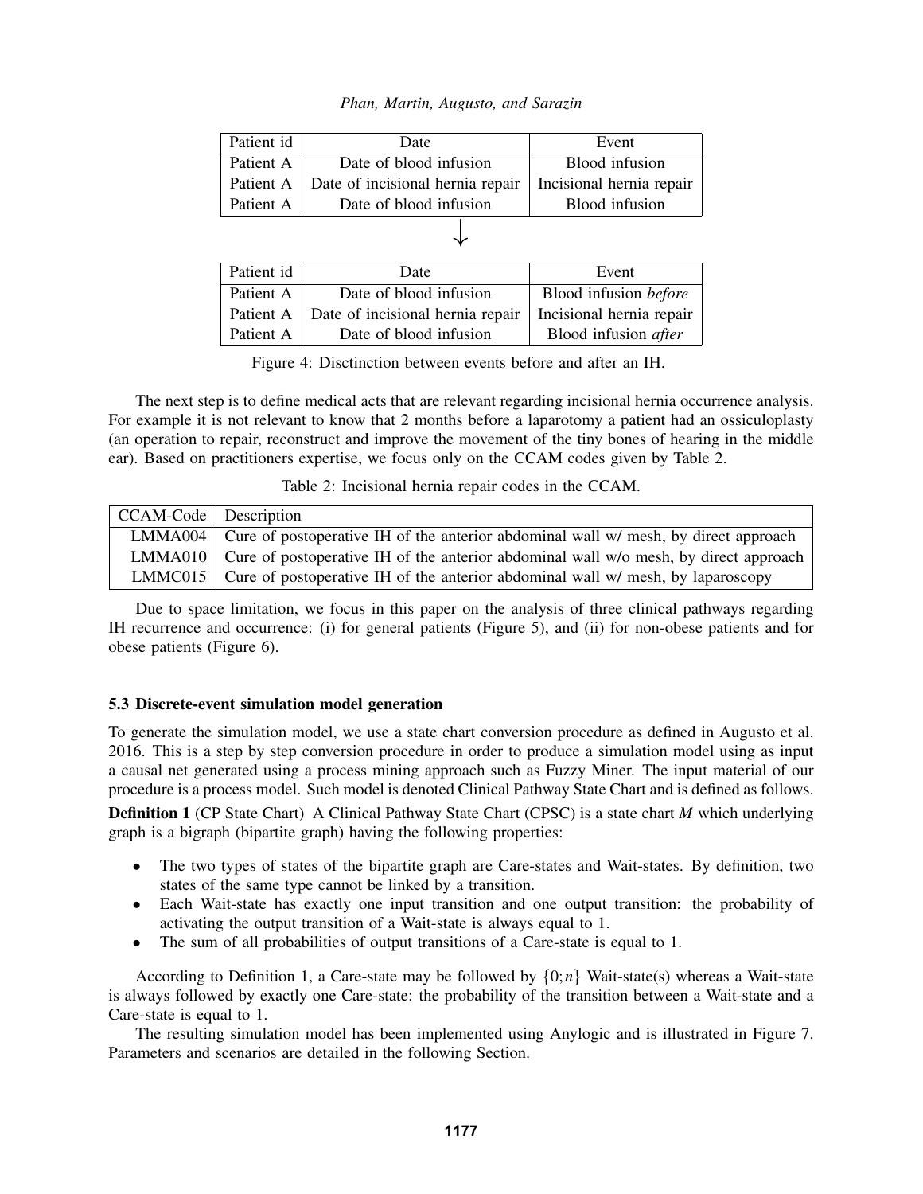| Patient id | Date | Event |
| --- | --- | --- |
| Patient A | Date of blood infusion | Blood infusion |
| Patient A | Date of incisional hernia repair | Incisional hernia repair |
| Patient A | Date of blood infusion | Blood infusion |

↓

| Patient id | Date | Event |
| --- | --- | --- |
| Patient A | Date of blood infusion | Blood infusion *before* |
| Patient A | Date of incisional hernia repair | Incisional hernia repair |
| Patient A | Date of blood infusion | Blood infusion *after* |

Figure 4: Disctinction between events before and after an IH.

The next step is to define medical acts that are relevant regarding incisional hernia occurrence analysis. For example it is not relevant to know that 2 months before a laparotomy a patient had an ossiculoplasty (an operation to repair, reconstruct and improve the movement of the tiny bones of hearing in the middle ear). Based on practitioners expertise, we focus only on the CCAM codes given by Table 2.

Table 2: Incisional hernia repair codes in the CCAM.

| CCAM-Code | Description |
| --- | --- |
| LMMA004 | Cure of postoperative IH of the anterior abdominal wall w/ mesh, by direct approach |
| LMMA010 | Cure of postoperative IH of the anterior abdominal wall w/o mesh, by direct approach |
| LMMC015 | Cure of postoperative IH of the anterior abdominal wall w/ mesh, by laparoscopy |

Due to space limitation, we focus in this paper on the analysis of three clinical pathways regarding IH recurrence and occurrence: (i) for general patients (Figure 5), and (ii) for non-obese patients and for obese patients (Figure 6).

### 5.3 Discrete-event simulation model generation

To generate the simulation model, we use a state chart conversion procedure as defined in Augusto et al. 2016. This is a step by step conversion procedure in order to produce a simulation model using as input a causal net generated using a process mining approach such as Fuzzy Miner. The input material of our procedure is a process model. Such model is denoted Clinical Pathway State Chart and is defined as follows.

**Definition 1** (CP State Chart) A Clinical Pathway State Chart (CPSC) is a state chart $M$ which underlying graph is a bigraph (bipartite graph) having the following properties:

- The two types of states of the bipartite graph are Care-states and Wait-states. By definition, two states of the same type cannot be linked by a transition.
- Each Wait-state has exactly one input transition and one output transition: the probability of activating the output transition of a Wait-state is always equal to 1.
- The sum of all probabilities of output transitions of a Care-state is equal to 1.

According to Definition 1, a Care-state may be followed by $\{0;n\}$ Wait-state(s) whereas a Wait-state is always followed by exactly one Care-state: the probability of the transition between a Wait-state and a Care-state is equal to 1.

The resulting simulation model has been implemented using Anylogic and is illustrated in Figure 7. Parameters and scenarios are detailed in the following Section.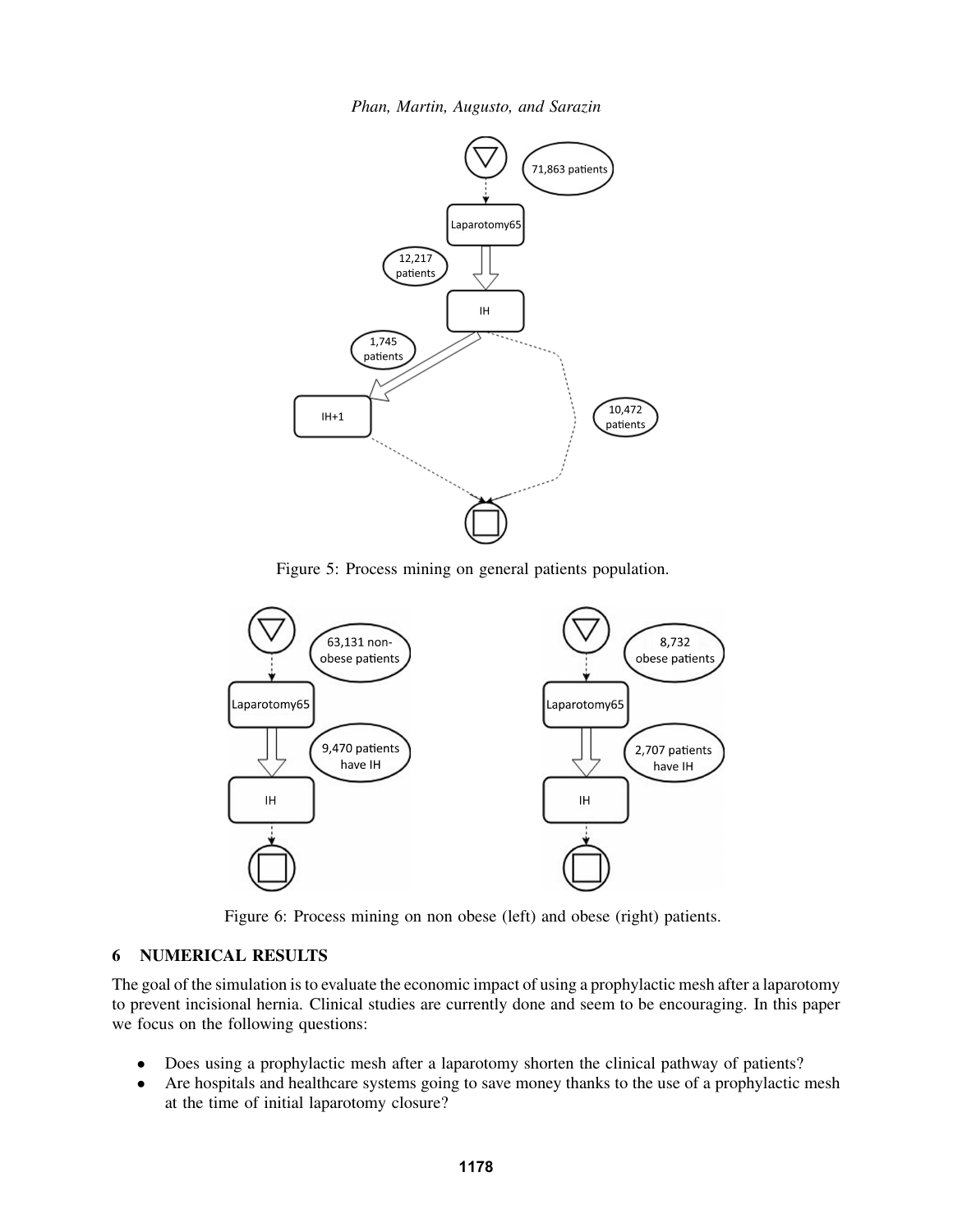Figure 5: Process mining on general patients population.

Figure 6: Process mining on non obese (left) and obese (right) patients.

## 6 NUMERICAL RESULTS

The goal of the simulation is to evaluate the economic impact of using a prophylactic mesh after a laparotomy to prevent incisional hernia. Clinical studies are currently done and seem to be encouraging. In this paper we focus on the following questions:

- Does using a prophylactic mesh after a laparotomy shorten the clinical pathway of patients?
- Are hospitals and healthcare systems going to save money thanks to the use of a prophylactic mesh at the time of initial laparotomy closure?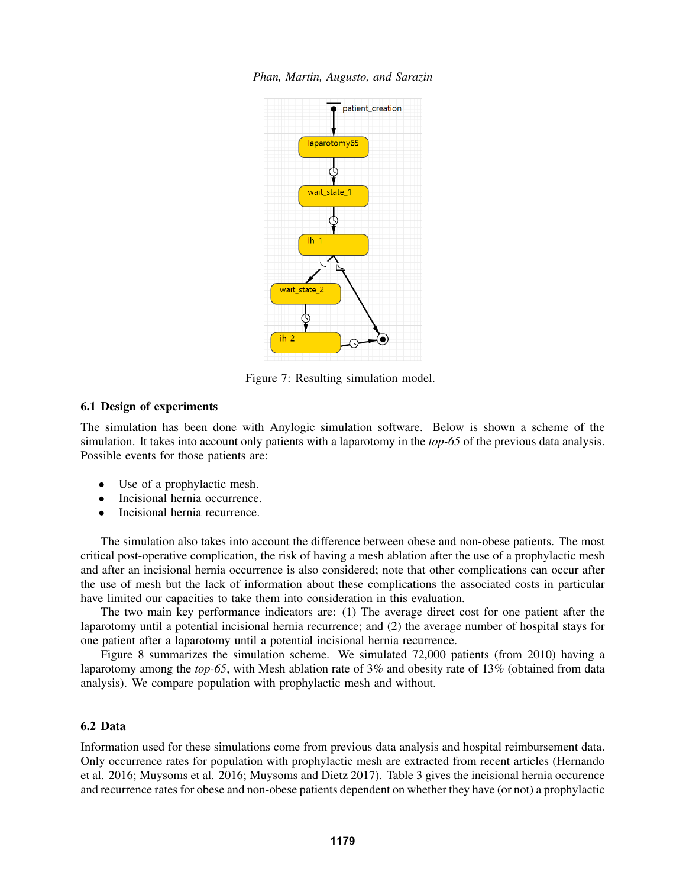Figure 7: Resulting simulation model.

### 6.1 Design of experiments

The simulation has been done with Anylogic simulation software. Below is shown a scheme of the simulation. It takes into account only patients with a laparotomy in the *top-65* of the previous data analysis. Possible events for those patients are:

- Use of a prophylactic mesh.
- Incisional hernia occurrence.
- Incisional hernia recurrence.

The simulation also takes into account the difference between obese and non-obese patients. The most critical post-operative complication, the risk of having a mesh ablation after the use of a prophylactic mesh and after an incisional hernia occurrence is also considered; note that other complications can occur after the use of mesh but the lack of information about these complications the associated costs in particular have limited our capacities to take them into consideration in this evaluation.

The two main key performance indicators are: (1) The average direct cost for one patient after the laparotomy until a potential incisional hernia recurrence; and (2) the average number of hospital stays for one patient after a laparotomy until a potential incisional hernia recurrence.

Figure 8 summarizes the simulation scheme. We simulated 72,000 patients (from 2010) having a laparotomy among the *top-65*, with Mesh ablation rate of 3% and obesity rate of 13% (obtained from data analysis). We compare population with prophylactic mesh and without.

### 6.2 Data

Information used for these simulations come from previous data analysis and hospital reimbursement data. Only occurrence rates for population with prophylactic mesh are extracted from recent articles (Hernando et al. 2016; Muysoms et al. 2016; Muysoms and Dietz 2017). Table 3 gives the incisional hernia occurence and recurrence rates for obese and non-obese patients dependent on whether they have (or not) a prophylactic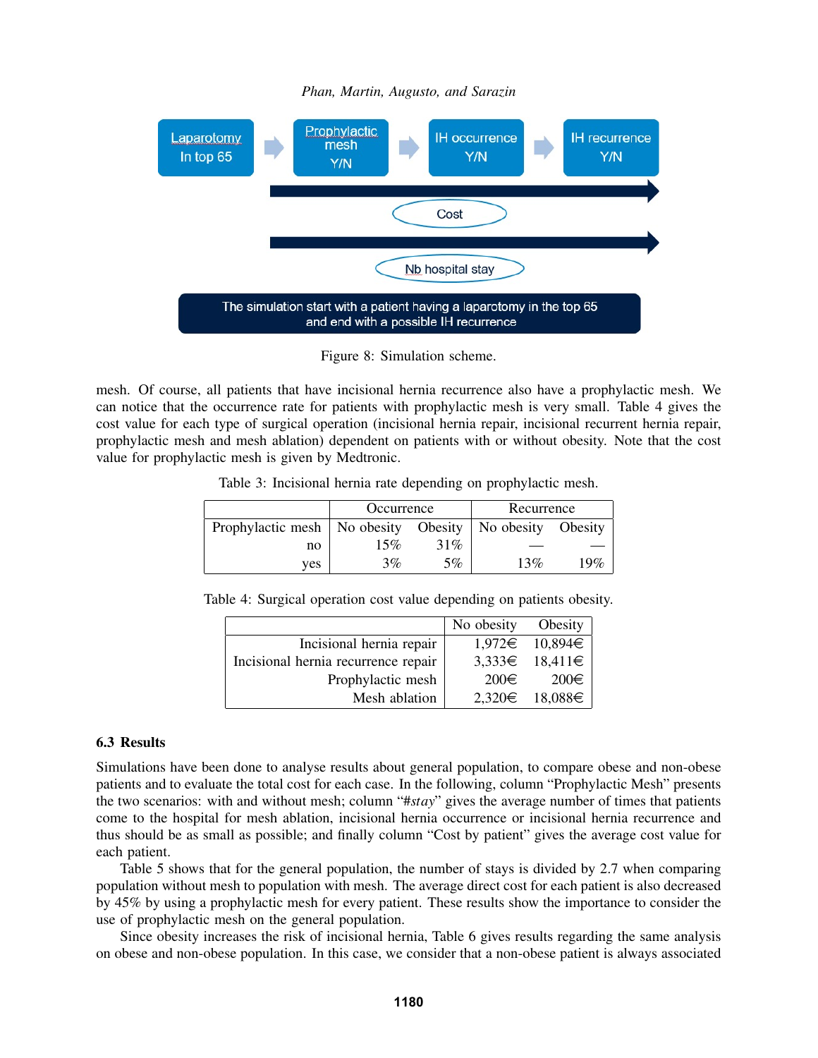Figure 8: Simulation scheme.

mesh. Of course, all patients that have incisional hernia recurrence also have a prophylactic mesh. We can notice that the occurrence rate for patients with prophylactic mesh is very small. Table 4 gives the cost value for each type of surgical operation (incisional hernia repair, incisional recurrent hernia repair, prophylactic mesh and mesh ablation) dependent on patients with or without obesity. Note that the cost value for prophylactic mesh is given by Medtronic.

Table 3: Incisional hernia rate depending on prophylactic mesh.

| | Occurrence | | Recurrence | |
|---|---|---|---|---|
| Prophylactic mesh | No obesity | Obesity | No obesity | Obesity |
| no | 15% | 31% | — | — |
| yes | 3% | 5% | 13% | 19% |

Table 4: Surgical operation cost value depending on patients obesity.

| | No obesity | Obesity |
|---|---|---|
| Incisional hernia repair | 1,972€ | 10,894€ |
| Incisional hernia recurrence repair | 3,333€ | 18,411€ |
| Prophylactic mesh | 200€ | 200€ |
| Mesh ablation | 2,320€ | 18,088€ |

### 6.3 Results

Simulations have been done to analyse results about general population, to compare obese and non-obese patients and to evaluate the total cost for each case. In the following, column "Prophylactic Mesh" presents the two scenarios: with and without mesh; column "#*stay*" gives the average number of times that patients come to the hospital for mesh ablation, incisional hernia occurrence or incisional hernia recurrence and thus should be as small as possible; and finally column "Cost by patient" gives the average cost value for each patient.

Table 5 shows that for the general population, the number of stays is divided by 2.7 when comparing population without mesh to population with mesh. The average direct cost for each patient is also decreased by 45% by using a prophylactic mesh for every patient. These results show the importance to consider the use of prophylactic mesh on the general population.

Since obesity increases the risk of incisional hernia, Table 6 gives results regarding the same analysis on obese and non-obese population. In this case, we consider that a non-obese patient is always associated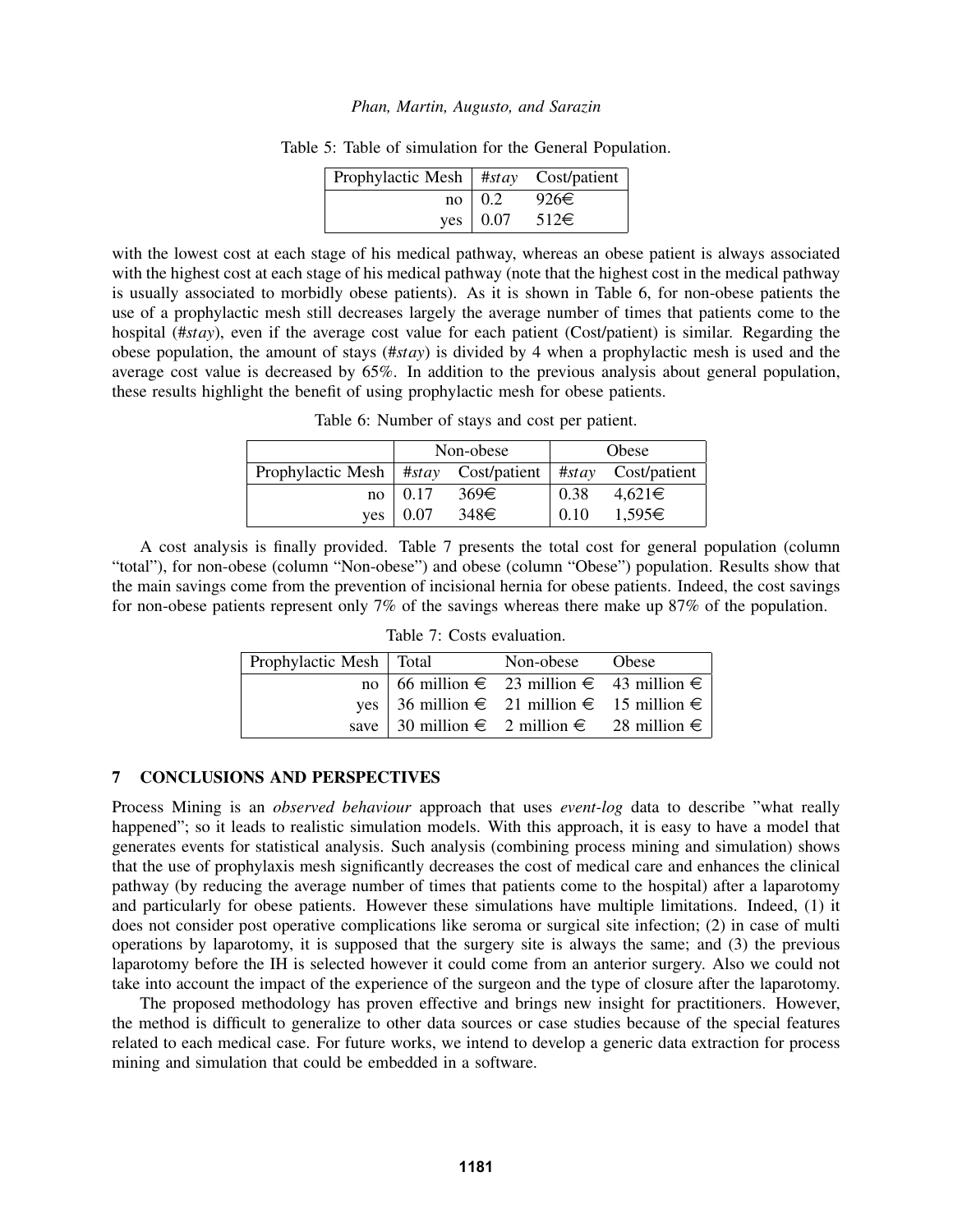Table 5: Table of simulation for the General Population.

| Prophylactic Mesh | #*stay* | Cost/patient |
|---|---|---|
| no | 0.2 | 926€ |
| yes | 0.07 | 512€ |

with the lowest cost at each stage of his medical pathway, whereas an obese patient is always associated with the highest cost at each stage of his medical pathway (note that the highest cost in the medical pathway is usually associated to morbidly obese patients). As it is shown in Table 6, for non-obese patients the use of a prophylactic mesh still decreases largely the average number of times that patients come to the hospital (#*stay*), even if the average cost value for each patient (Cost/patient) is similar. Regarding the obese population, the amount of stays (#*stay*) is divided by 4 when a prophylactic mesh is used and the average cost value is decreased by 65%. In addition to the previous analysis about general population, these results highlight the benefit of using prophylactic mesh for obese patients.

Table 6: Number of stays and cost per patient.

| | Non-obese | | Obese | |
|---|---|---|---|---|
| Prophylactic Mesh | #*stay* | Cost/patient | #*stay* | Cost/patient |
| no | 0.17 | 369€ | 0.38 | 4,621€ |
| yes | 0.07 | 348€ | 0.10 | 1,595€ |

A cost analysis is finally provided. Table 7 presents the total cost for general population (column "total"), for non-obese (column "Non-obese") and obese (column "Obese") population. Results show that the main savings come from the prevention of incisional hernia for obese patients. Indeed, the cost savings for non-obese patients represent only 7% of the savings whereas there make up 87% of the population.

Table 7: Costs evaluation.

| Prophylactic Mesh | Total | Non-obese | Obese |
|---|---|---|---|
| no | 66 million € | 23 million € | 43 million € |
| yes | 36 million € | 21 million € | 15 million € |
| save | 30 million € | 2 million € | 28 million € |

## 7 CONCLUSIONS AND PERSPECTIVES

Process Mining is an *observed behaviour* approach that uses *event-log* data to describe "what really happened"; so it leads to realistic simulation models. With this approach, it is easy to have a model that generates events for statistical analysis. Such analysis (combining process mining and simulation) shows that the use of prophylaxis mesh significantly decreases the cost of medical care and enhances the clinical pathway (by reducing the average number of times that patients come to the hospital) after a laparotomy and particularly for obese patients. However these simulations have multiple limitations. Indeed, (1) it does not consider post operative complications like seroma or surgical site infection; (2) in case of multi operations by laparotomy, it is supposed that the surgery site is always the same; and (3) the previous laparotomy before the IH is selected however it could come from an anterior surgery. Also we could not take into account the impact of the experience of the surgeon and the type of closure after the laparotomy.

The proposed methodology has proven effective and brings new insight for practitioners. However, the method is difficult to generalize to other data sources or case studies because of the special features related to each medical case. For future works, we intend to develop a generic data extraction for process mining and simulation that could be embedded in a software.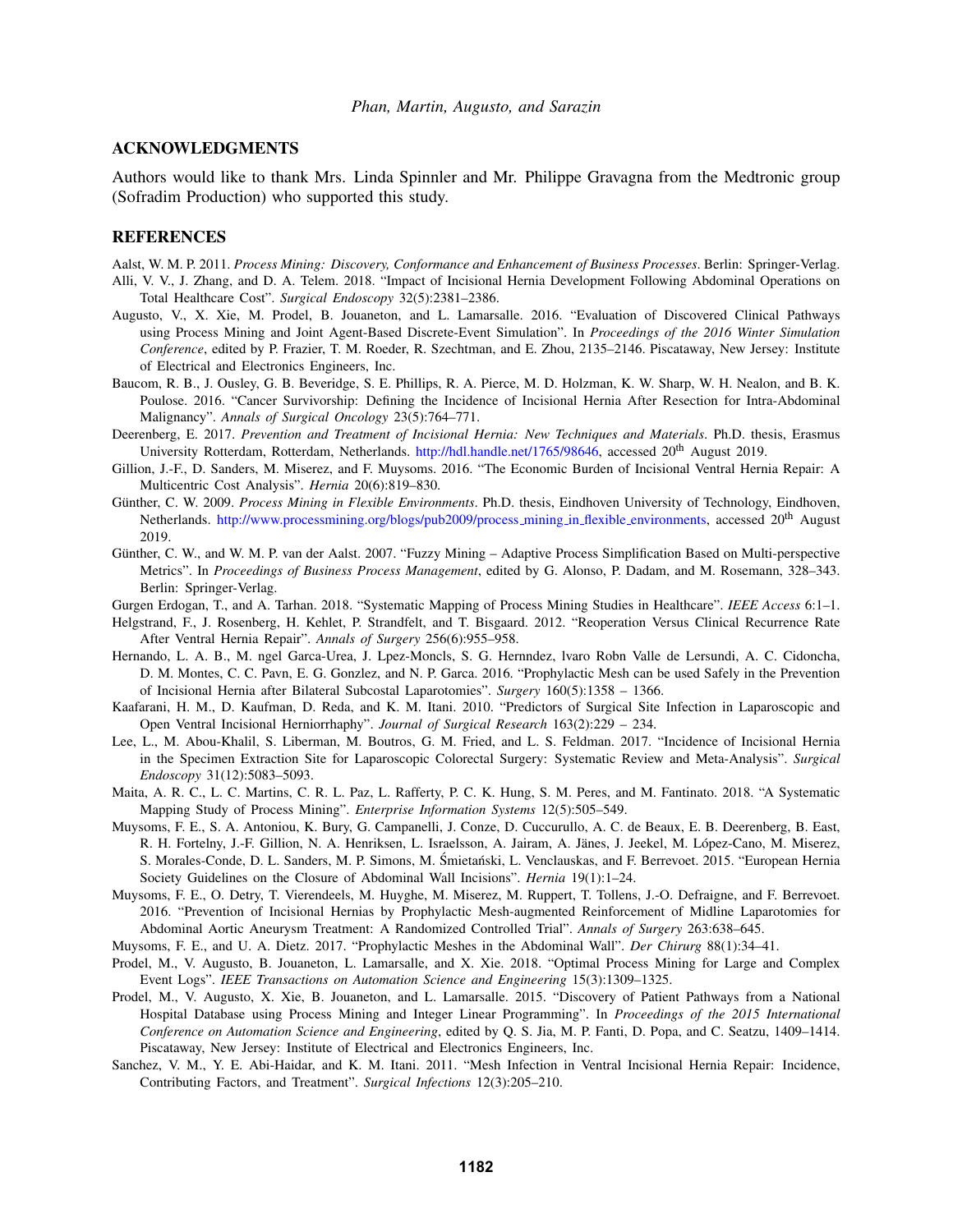## ACKNOWLEDGMENTS

Authors would like to thank Mrs. Linda Spinnler and Mr. Philippe Gravagna from the Medtronic group (Sofradim Production) who supported this study.

## REFERENCES

Aalst, W. M. P. 2011. *Process Mining: Discovery, Conformance and Enhancement of Business Processes*. Berlin: Springer-Verlag.

Alli, V. V., J. Zhang, and D. A. Telem. 2018. "Impact of Incisional Hernia Development Following Abdominal Operations on Total Healthcare Cost". *Surgical Endoscopy* 32(5):2381–2386.

Augusto, V., X. Xie, M. Prodel, B. Jouaneton, and L. Lamarsalle. 2016. "Evaluation of Discovered Clinical Pathways using Process Mining and Joint Agent-Based Discrete-Event Simulation". In *Proceedings of the 2016 Winter Simulation Conference*, edited by P. Frazier, T. M. Roeder, R. Szechtman, and E. Zhou, 2135–2146. Piscataway, New Jersey: Institute of Electrical and Electronics Engineers, Inc.

Baucom, R. B., J. Ousley, G. B. Beveridge, S. E. Phillips, R. A. Pierce, M. D. Holzman, K. W. Sharp, W. H. Nealon, and B. K. Poulose. 2016. "Cancer Survivorship: Defining the Incidence of Incisional Hernia After Resection for Intra-Abdominal Malignancy". *Annals of Surgical Oncology* 23(5):764–771.

Deerenberg, E. 2017. *Prevention and Treatment of Incisional Hernia: New Techniques and Materials*. Ph.D. thesis, Erasmus University Rotterdam, Rotterdam, Netherlands. http://hdl.handle.net/1765/98646, accessed 20th August 2019.

Gillion, J.-F., D. Sanders, M. Miserez, and F. Muysoms. 2016. "The Economic Burden of Incisional Ventral Hernia Repair: A Multicentric Cost Analysis". *Hernia* 20(6):819–830.

Günther, C. W. 2009. *Process Mining in Flexible Environments*. Ph.D. thesis, Eindhoven University of Technology, Eindhoven, Netherlands. http://www.processmining.org/blogs/pub2009/process_mining_in_flexible_environments, accessed 20th August 2019.

Günther, C. W., and W. M. P. van der Aalst. 2007. "Fuzzy Mining – Adaptive Process Simplification Based on Multi-perspective Metrics". In *Proceedings of Business Process Management*, edited by G. Alonso, P. Dadam, and M. Rosemann, 328–343. Berlin: Springer-Verlag.

Gurgen Erdogan, T., and A. Tarhan. 2018. "Systematic Mapping of Process Mining Studies in Healthcare". *IEEE Access* 6:1–1.

Helgstrand, F., J. Rosenberg, H. Kehlet, P. Strandfelt, and T. Bisgaard. 2012. "Reoperation Versus Clinical Recurrence Rate After Ventral Hernia Repair". *Annals of Surgery* 256(6):955–958.

Hernando, L. A. B., M. ngel Garca-Urea, J. Lpez-Moncls, S. G. Hernndez, lvaro Robn Valle de Lersundi, A. C. Cidoncha, D. M. Montes, C. C. Pavn, E. G. Gonzlez, and N. P. Garca. 2016. "Prophylactic Mesh can be used Safely in the Prevention of Incisional Hernia after Bilateral Subcostal Laparotomies". *Surgery* 160(5):1358 – 1366.

Kaafarani, H. M., D. Kaufman, D. Reda, and K. M. Itani. 2010. "Predictors of Surgical Site Infection in Laparoscopic and Open Ventral Incisional Herniorrhaphy". *Journal of Surgical Research* 163(2):229 – 234.

Lee, L., M. Abou-Khalil, S. Liberman, M. Boutros, G. M. Fried, and L. S. Feldman. 2017. "Incidence of Incisional Hernia in the Specimen Extraction Site for Laparoscopic Colorectal Surgery: Systematic Review and Meta-Analysis". *Surgical Endoscopy* 31(12):5083–5093.

Maita, A. R. C., L. C. Martins, C. R. L. Paz, L. Rafferty, P. C. K. Hung, S. M. Peres, and M. Fantinato. 2018. "A Systematic Mapping Study of Process Mining". *Enterprise Information Systems* 12(5):505–549.

Muysoms, F. E., S. A. Antoniou, K. Bury, G. Campanelli, J. Conze, D. Cuccurullo, A. C. de Beaux, E. B. Deerenberg, B. East, R. H. Fortelny, J.-F. Gillion, N. A. Henriksen, L. Israelsson, A. Jairam, A. Jänes, J. Jeekel, M. López-Cano, M. Miserez, S. Morales-Conde, D. L. Sanders, M. P. Simons, M. Śmietański, L. Venclauskas, and F. Berrevoet. 2015. "European Hernia Society Guidelines on the Closure of Abdominal Wall Incisions". *Hernia* 19(1):1–24.

Muysoms, F. E., O. Detry, T. Vierendeels, M. Huyghe, M. Miserez, M. Ruppert, T. Tollens, J.-O. Defraigne, and F. Berrevoet. 2016. "Prevention of Incisional Hernias by Prophylactic Mesh-augmented Reinforcement of Midline Laparotomies for Abdominal Aortic Aneurysm Treatment: A Randomized Controlled Trial". *Annals of Surgery* 263:638–645.

Muysoms, F. E., and U. A. Dietz. 2017. "Prophylactic Meshes in the Abdominal Wall". *Der Chirurg* 88(1):34–41.

Prodel, M., V. Augusto, B. Jouaneton, L. Lamarsalle, and X. Xie. 2018. "Optimal Process Mining for Large and Complex Event Logs". *IEEE Transactions on Automation Science and Engineering* 15(3):1309–1325.

Prodel, M., V. Augusto, X. Xie, B. Jouaneton, and L. Lamarsalle. 2015. "Discovery of Patient Pathways from a National Hospital Database using Process Mining and Integer Linear Programming". In *Proceedings of the 2015 International Conference on Automation Science and Engineering*, edited by Q. S. Jia, M. P. Fanti, D. Popa, and C. Seatzu, 1409–1414. Piscataway, New Jersey: Institute of Electrical and Electronics Engineers, Inc.

Sanchez, V. M., Y. E. Abi-Haidar, and K. M. Itani. 2011. "Mesh Infection in Ventral Incisional Hernia Repair: Incidence, Contributing Factors, and Treatment". *Surgical Infections* 12(3):205–210.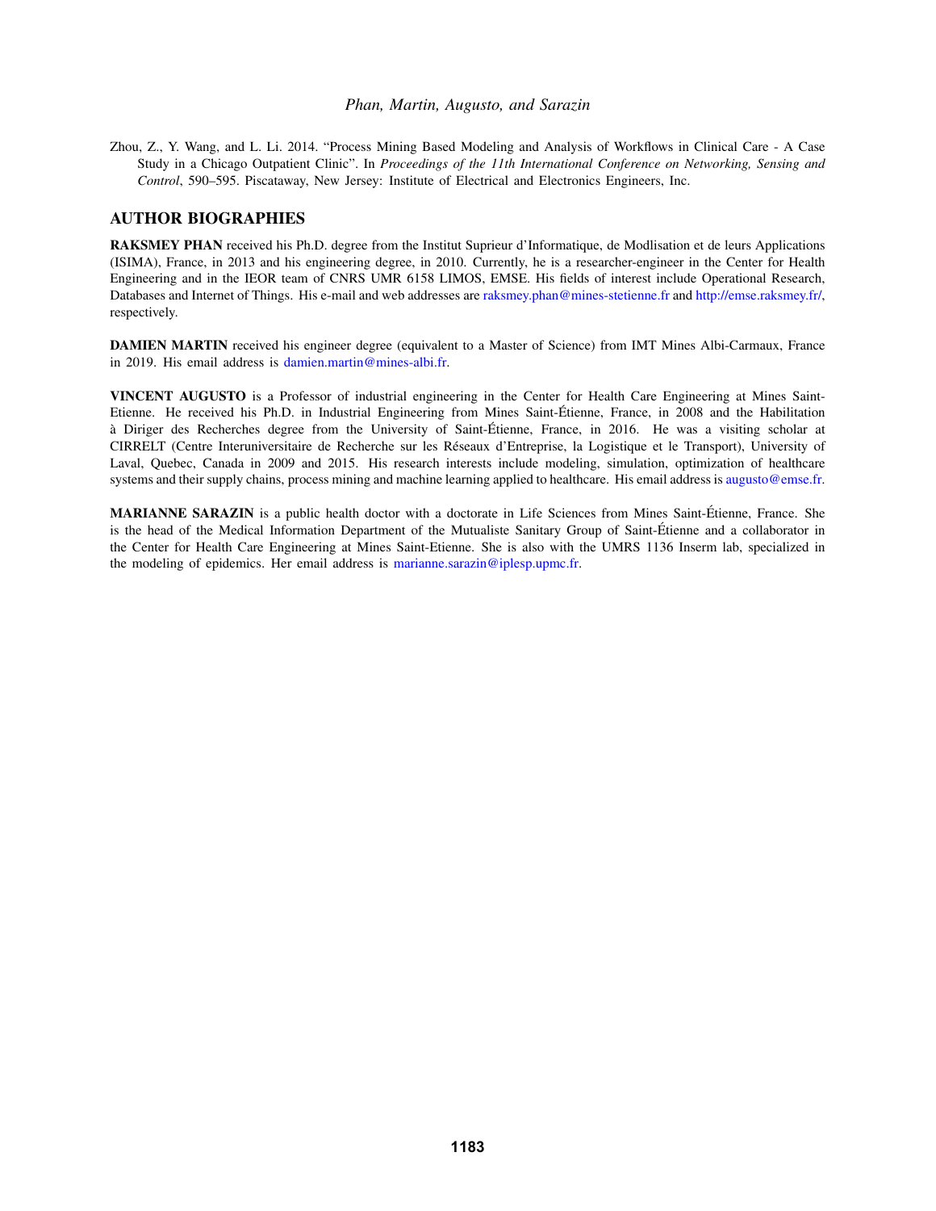Zhou, Z., Y. Wang, and L. Li. 2014. "Process Mining Based Modeling and Analysis of Workflows in Clinical Care - A Case Study in a Chicago Outpatient Clinic". In *Proceedings of the 11th International Conference on Networking, Sensing and Control*, 590–595. Piscataway, New Jersey: Institute of Electrical and Electronics Engineers, Inc.

## AUTHOR BIOGRAPHIES

**RAKSMEY PHAN** received his Ph.D. degree from the Institut Suprieur d'Informatique, de Modlisation et de leurs Applications (ISIMA), France, in 2013 and his engineering degree, in 2010. Currently, he is a researcher-engineer in the Center for Health Engineering and in the IEOR team of CNRS UMR 6158 LIMOS, EMSE. His fields of interest include Operational Research, Databases and Internet of Things. His e-mail and web addresses are raksmey.phan@mines-stetienne.fr and http://emse.raksmey.fr/, respectively.

**DAMIEN MARTIN** received his engineer degree (equivalent to a Master of Science) from IMT Mines Albi-Carmaux, France in 2019. His email address is damien.martin@mines-albi.fr.

**VINCENT AUGUSTO** is a Professor of industrial engineering in the Center for Health Care Engineering at Mines Saint-Etienne. He received his Ph.D. in Industrial Engineering from Mines Saint-Étienne, France, in 2008 and the Habilitation à Diriger des Recherches degree from the University of Saint-Étienne, France, in 2016. He was a visiting scholar at CIRRELT (Centre Interuniversitaire de Recherche sur les Réseaux d'Entreprise, la Logistique et le Transport), University of Laval, Quebec, Canada in 2009 and 2015. His research interests include modeling, simulation, optimization of healthcare systems and their supply chains, process mining and machine learning applied to healthcare. His email address is augusto@emse.fr.

**MARIANNE SARAZIN** is a public health doctor with a doctorate in Life Sciences from Mines Saint-Étienne, France. She is the head of the Medical Information Department of the Mutualiste Sanitary Group of Saint-Étienne and a collaborator in the Center for Health Care Engineering at Mines Saint-Etienne. She is also with the UMRS 1136 Inserm lab, specialized in the modeling of epidemics. Her email address is marianne.sarazin@iplesp.upmc.fr.